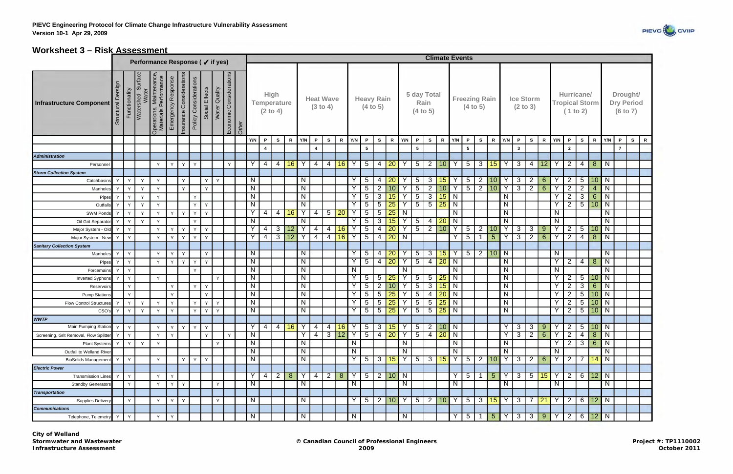## Worksheet 3 – Risk Assessment

| Infrastructure Component | Performance Response ( ✔ if yes) | | | | | | | | | | | Climate Events | | | | | | | | | | | | | | | | | | | | | | | | | | | | | | | |
|---|---|---|---|---|---|---|---|---|---|---|---|---|---|---|---|---|---|---|---|---|---|---|---|---|---|---|---|---|---|---|---|---|---|---|---|---|---|---|---|---|---|---|---|
| | Structural Design | Functionality | Watershed, Surface Water | Operations, Maintenance, Materials Performance | Emergency Response | Insurance Considerations | Policy Considerations | Social Effects | Water Quality | Economic Considerations | Other | High Temperature (2 to 4) | | | | Heat Wave (3 to 4) | | | | Heavy Rain (4 to 5) | | | | 5 day Total Rain (4 to 5) | | | | Freezing Rain (4 to 5) | | | | Ice Storm (2 to 3) | | | | Hurricane/ Tropical Storm ( 1 to 2) | | | | Drought/ Dry Period (6 to 7) | | | |
| | | | | | | | | | | | | Y/N | P | S | R | Y/N | P | S | R | Y/N | P | S | R | Y/N | P | S | R | Y/N | P | S | R | Y/N | P | S | R | Y/N | P | S | R | Y/N | P | S | R |
| | | | | | | | | | | | | | 4 | | | | 4 | | | | 5 | | | | 5 | | | | 5 | | | | 3 | | | | 2 | | | | 7 | | |
| ***Administration*** | | | | | | | | | | | | | | | | | | | | | | | | | | | | | | | | | | | | | | | | | | | |
| Personnel | | | | Y | Y | Y | Y | | | Y | | Y | 4 | 4 | 16 | Y | 4 | 4 | 16 | Y | 5 | 4 | 20 | Y | 5 | 2 | 10 | Y | 5 | 3 | 15 | Y | 3 | 4 | 12 | Y | 2 | 4 | 8 | N | | | |
| ***Storm Collection System*** | | | | | | | | | | | | | | | | | | | | | | | | | | | | | | | | | | | | | | | | | | | |
| Catchbasins | Y | Y | Y | Y | | Y | | Y | Y | | | N | | | | N | | | | Y | 5 | 4 | 20 | Y | 5 | 3 | 15 | Y | 5 | 2 | 10 | Y | 3 | 2 | 6 | Y | 2 | 5 | 10 | N | | | |
| Manholes | Y | Y | Y | Y | | Y | | Y | | | | N | | | | N | | | | Y | 5 | 2 | 10 | Y | 5 | 2 | 10 | Y | 5 | 2 | 10 | Y | 3 | 2 | 6 | Y | 2 | 2 | 4 | N | | | |
| Pipes | Y | Y | Y | Y | | | Y | | | | | N | | | | N | | | | Y | 5 | 3 | 15 | Y | 5 | 3 | 15 | N | | | | N | | | | Y | 2 | 3 | 6 | N | | | |
| Outfalls | Y | Y | Y | Y | | | Y | Y | | | | N | | | | N | | | | Y | 5 | 5 | 25 | Y | 5 | 5 | 25 | N | | | | N | | | | Y | 2 | 5 | 10 | N | | | |
| SWM Ponds | Y | Y | Y | Y | Y | Y | Y | Y | | | | Y | 4 | 4 | 16 | Y | 4 | 5 | 20 | Y | 5 | 5 | 25 | N | | | | N | | | | N | | | | N | | | | N | | | |
| Oil Grit Separator | Y | Y | Y | Y | | | Y | | | | | N | | | | N | | | | Y | 5 | 3 | 15 | Y | 5 | 4 | 20 | N | | | | N | | | | N | | | | N | | | |
| Major System - Old | Y | Y | | Y | Y | Y | Y | Y | | | | Y | 4 | 3 | 12 | Y | 4 | 4 | 16 | Y | 5 | 4 | 20 | Y | 5 | 2 | 10 | Y | 5 | 2 | 10 | Y | 3 | 3 | 9 | Y | 2 | 5 | 10 | N | | | |
| Major System - New | Y | Y | | Y | Y | Y | Y | Y | | | | Y | 4 | 3 | 12 | Y | 4 | 4 | 16 | Y | 5 | 4 | 20 | N | | | | Y | 5 | 1 | 5 | Y | 3 | 2 | 6 | Y | 2 | 4 | 8 | N | | | |
| ***Sanitary Collection System*** | | | | | | | | | | | | | | | | | | | | | | | | | | | | | | | | | | | | | | | | | | | |
| Manholes | Y | Y | | Y | Y | Y | | Y | | | | N | | | | N | | | | Y | 5 | 4 | 20 | Y | 5 | 3 | 15 | Y | 5 | 2 | 10 | N | | | | N | | | | N | | | |
| Pipes | Y | Y | | Y | Y | Y | Y | Y | | | | N | | | | N | | | | Y | 5 | 4 | 20 | Y | 5 | 4 | 20 | N | | | | N | | | | Y | 2 | 4 | 8 | N | | | |
| Forcemains | Y | Y | | | | | Y | | | | | N | | | | N | | | | N | | | | N | | | | N | | | | N | | | | N | | | | N | | | |
| Inverted Syphons | Y | Y | | Y | | | | | Y | | | N | | | | N | | | | Y | 5 | 5 | 25 | Y | 5 | 5 | 25 | N | | | | N | | | | Y | 2 | 5 | 10 | N | | | |
| Reservoirs | | Y | | | Y | | Y | Y | | | | N | | | | N | | | | Y | 5 | 2 | 10 | Y | 5 | 3 | 15 | N | | | | N | | | | Y | 2 | 3 | 6 | N | | | |
| Pump Stations | | Y | | | Y | | | Y | | | | N | | | | N | | | | Y | 5 | 5 | 25 | Y | 5 | 4 | 20 | N | | | | N | | | | Y | 2 | 5 | 10 | N | | | |
| Flow Control Structures | Y | Y | Y | Y | Y | | Y | Y | Y | | | N | | | | N | | | | Y | 5 | 5 | 25 | Y | 5 | 5 | 25 | N | | | | N | | | | Y | 2 | 5 | 10 | N | | | |
| CSO's | Y | Y | Y | Y | Y | | Y | Y | Y | | | N | | | | N | | | | Y | 5 | 5 | 25 | Y | 5 | 5 | 25 | N | | | | N | | | | Y | 2 | 5 | 10 | N | | | |
| ***WWTP*** | | | | | | | | | | | | | | | | | | | | | | | | | | | | | | | | | | | | | | | | | | | |
| Main Pumping Station | Y | Y | | Y | Y | Y | Y | Y | | | | Y | 4 | 4 | 16 | Y | 4 | 4 | 16 | Y | 5 | 3 | 15 | Y | 5 | 2 | 10 | N | | | | Y | 3 | 3 | 9 | Y | 2 | 5 | 10 | N | | | |
| Screening, Grit Removal, Flow Splitter | Y | Y | | Y | Y | | | Y | | Y | | N | | | | Y | 4 | 3 | 12 | Y | 5 | 4 | 20 | Y | 5 | 4 | 20 | N | | | | Y | 3 | 2 | 6 | Y | 2 | 4 | 8 | N | | | |
| Plant Systems | Y | Y | Y | Y | | | | | Y | | | N | | | | N | | | | N | | | | N | | | | N | | | | N | | | | Y | 2 | 3 | 6 | N | | | |
| Outfall to Welland River | | | | | | | | | | | | N | | | | N | | | | N | | | | N | | | | N | | | | N | | | | N | | | | N | | | |
| BioSolids Management | Y | Y | | Y | | Y | Y | Y | | | | N | | | | N | | | | Y | 5 | 3 | 15 | Y | 5 | 3 | 15 | Y | 5 | 2 | 10 | Y | 3 | 2 | 6 | Y | 2 | 7 | 14 | N | | | |
| ***Electric Power*** | | | | | | | | | | | | | | | | | | | | | | | | | | | | | | | | | | | | | | | | | | | |
| Transmission Lines | Y | Y | | Y | Y | | | | | | | Y | 4 | 2 | 8 | Y | 4 | 2 | 8 | Y | 5 | 2 | 10 | N | | | | Y | 5 | 1 | 5 | Y | 3 | 5 | 15 | Y | 2 | 6 | 12 | N | | | |
| Standby Generators | | Y | | Y | Y | Y | | | Y | | | N | | | | N | | | | N | | | | N | | | | N | | | | N | | | | N | | | | N | | | |
| ***Transportation*** | | | | | | | | | | | | | | | | | | | | | | | | | | | | | | | | | | | | | | | | | | | |
| Supplies Delivery | | Y | | Y | Y | Y | | | Y | | | N | | | | N | | | | Y | 5 | 2 | 10 | Y | 5 | 2 | 10 | Y | 5 | 3 | 15 | Y | 3 | 7 | 21 | Y | 2 | 6 | 12 | N | | | |
| ***Communications*** | | | | | | | | | | | | | | | | | | | | | | | | | | | | | | | | | | | | | | | | | | | |
| Telephone, Telemetry | Y | Y | | Y | Y | | | | | | | N | | | | N | | | | N | | | | N | | | | Y | 5 | 1 | 5 | Y | 3 | 3 | 9 | Y | 2 | 6 | 12 | N | | | |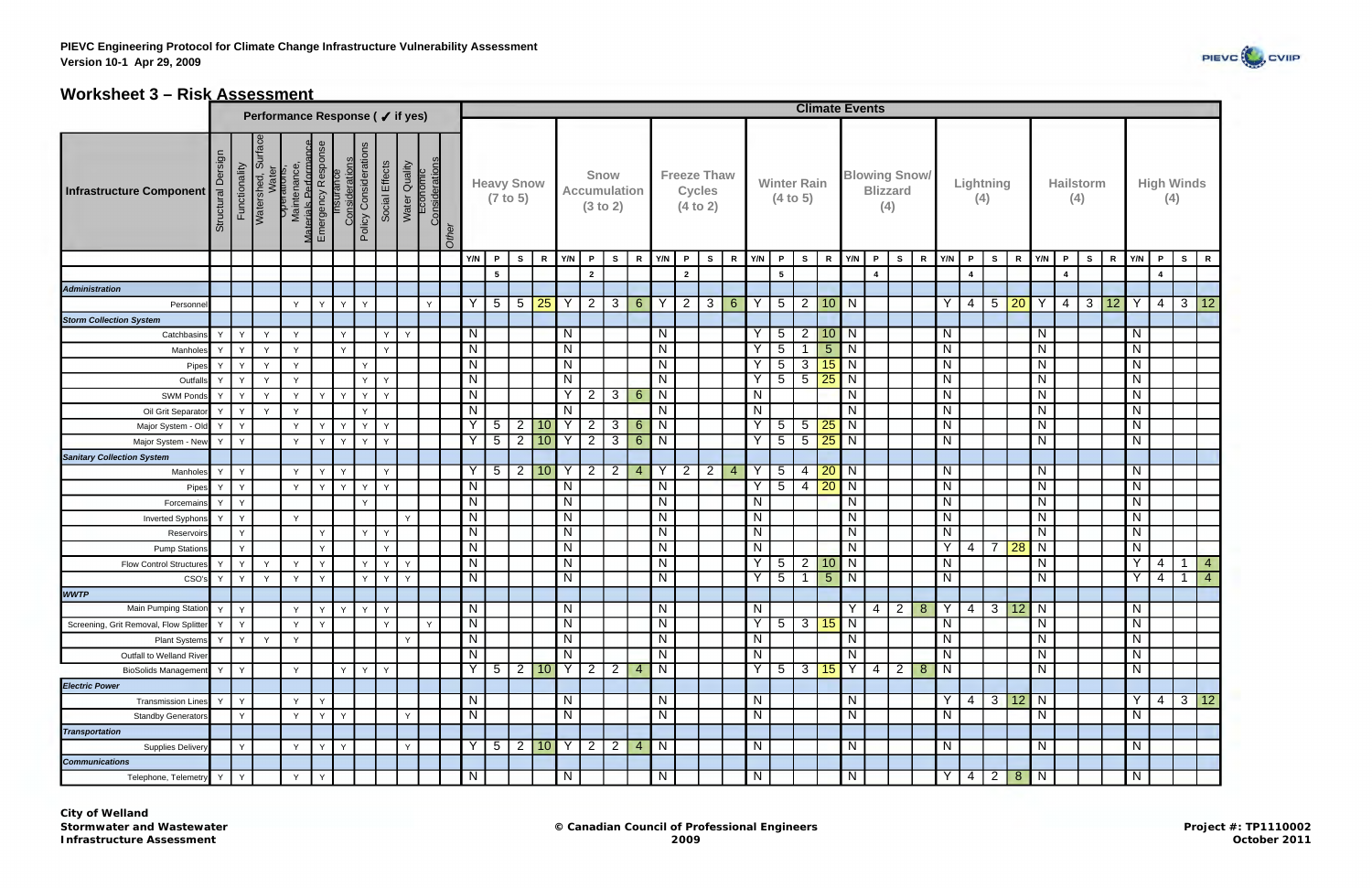## Worksheet 3 – Risk Assessment

| Infrastructure Component | Performance Response ( ✓ if yes) | | | | | | | | | | | Climate Events | | | | | | | | | | | | | | | | | | | | | | | | | | | | | | | |
|---|---|---|---|---|---|---|---|---|---|---|---|---|---|---|---|---|---|---|---|---|---|---|---|---|---|---|---|---|---|---|---|---|---|---|---|---|---|---|---|---|---|---|---|
| | Structural Dersign | Functionality | Watershed, Surface Water | Operations, Maintenance, Materials Performance | Emergency Response | Insurance Considerations | Policy Considerations | Social Effects | Water Quality | Economic Considerations | Other | Heavy Snow (7 to 5) | | | | Snow Accumulation (3 to 2) | | | | Freeze Thaw Cycles (4 to 2) | | | | Winter Rain (4 to 5) | | | | Blowing Snow/ Blizzard (4) | | | | Lightning (4) | | | | Hailstorm (4) | | | | High Winds (4) | | | |
| | | | | | | | | | | | | Y/N | P | S | R | Y/N | P | S | R | Y/N | P | S | R | Y/N | P | S | R | Y/N | P | S | R | Y/N | P | S | R | Y/N | P | S | R | Y/N | P | S | R |
| | | | | | | | | | | | | | 5 | | | | 2 | | | | 2 | | | | 5 | | | | 4 | | | | 4 | | | | 4 | | | | 4 | | |
| ***Administration*** | | | | | | | | | | | | | | | | | | | | | | | | | | | | | | | | | | | | | | | | | | | |
| Personnel | | | | Y | Y | Y | Y | | | Y | | Y | 5 | 5 | 25 | Y | 2 | 3 | 6 | Y | 2 | 3 | 6 | Y | 5 | 2 | 10 | N | | | | Y | 4 | 5 | 20 | Y | 4 | 3 | 12 | Y | 4 | 3 | 12 |
| ***Storm Collection System*** | | | | | | | | | | | | | | | | | | | | | | | | | | | | | | | | | | | | | | | | | | | |
| Catchbasins | Y | Y | Y | Y | | Y | | Y | Y | | | N | | | | N | | | | N | | | | Y | 5 | 2 | 10 | N | | | | N | | | | N | | | | N | | | |
| Manholes | Y | Y | Y | Y | | Y | | Y | | | | N | | | | N | | | | N | | | | Y | 5 | 1 | 5 | N | | | | N | | | | N | | | | N | | | |
| Pipes | Y | Y | Y | Y | | | Y | | | | | N | | | | N | | | | N | | | | Y | 5 | 3 | 15 | N | | | | N | | | | N | | | | N | | | |
| Outfalls | Y | Y | Y | Y | | | Y | Y | | | | N | | | | N | | | | N | | | | Y | 5 | 5 | 25 | N | | | | N | | | | N | | | | N | | | |
| SWM Ponds | Y | Y | Y | Y | Y | Y | Y | Y | | | | N | | | | Y | 2 | 3 | 6 | N | | | | N | | | | N | | | | N | | | | N | | | | N | | | |
| Oil Grit Separator | Y | Y | Y | Y | | | Y | | | | | N | | | | N | | | | N | | | | N | | | | N | | | | N | | | | N | | | | N | | | |
| Major System - Old | Y | Y | | Y | Y | Y | Y | Y | | | | Y | 5 | 2 | 10 | Y | 2 | 3 | 6 | N | | | | Y | 5 | 5 | 25 | N | | | | N | | | | N | | | | N | | | |
| Major System - New | Y | Y | | Y | Y | Y | Y | Y | | | | Y | 5 | 2 | 10 | Y | 2 | 3 | 6 | N | | | | Y | 5 | 5 | 25 | N | | | | N | | | | N | | | | N | | | |
| ***Sanitary Collection System*** | | | | | | | | | | | | | | | | | | | | | | | | | | | | | | | | | | | | | | | | | | | |
| Manholes | Y | Y | | Y | Y | Y | | Y | | | | Y | 5 | 2 | 10 | Y | 2 | 2 | 4 | Y | 2 | 2 | 4 | Y | 5 | 4 | 20 | N | | | | N | | | | N | | | | N | | | |
| Pipes | Y | Y | | Y | Y | Y | Y | Y | | | | N | | | | N | | | | N | | | | Y | 5 | 4 | 20 | N | | | | N | | | | N | | | | N | | | |
| Forcemains | Y | Y | | | | | Y | | | | | N | | | | N | | | | N | | | | N | | | | N | | | | N | | | | N | | | | N | | | |
| Inverted Syphons | Y | Y | | Y | | | | | Y | | | N | | | | N | | | | N | | | | N | | | | N | | | | N | | | | N | | | | N | | | |
| Reservoirs | | Y | | | Y | | Y | Y | | | | N | | | | N | | | | N | | | | N | | | | N | | | | N | | | | N | | | | N | | | |
| Pump Stations | | Y | | | Y | | | Y | | | | N | | | | N | | | | N | | | | N | | | | N | | | | Y | 4 | 7 | 28 | N | | | | N | | | |
| Flow Control Structures | Y | Y | Y | Y | Y | | Y | Y | Y | | | N | | | | N | | | | N | | | | Y | 5 | 2 | 10 | N | | | | N | | | | N | | | | Y | 4 | 1 | 4 |
| CSO's | Y | Y | Y | Y | Y | | Y | Y | Y | | | N | | | | N | | | | N | | | | Y | 5 | 1 | 5 | N | | | | N | | | | N | | | | Y | 4 | 1 | 4 |
| ***WWTP*** | | | | | | | | | | | | | | | | | | | | | | | | | | | | | | | | | | | | | | | | | | | |
| Main Pumping Station | Y | Y | | Y | Y | Y | Y | Y | | | | N | | | | N | | | | N | | | | N | | | | Y | 4 | 2 | 8 | Y | 4 | 3 | 12 | N | | | | N | | | |
| Screening, Grit Removal, Flow Splitter | Y | Y | | Y | Y | | | Y | | Y | | N | | | | N | | | | N | | | | Y | 5 | 3 | 15 | N | | | | N | | | | N | | | | N | | | |
| Plant Systems | Y | Y | Y | Y | | | | | Y | | | N | | | | N | | | | N | | | | N | | | | N | | | | N | | | | N | | | | N | | | |
| Outfall to Welland River | | | | | | | | | | | | N | | | | N | | | | N | | | | N | | | | N | | | | N | | | | N | | | | N | | | |
| BioSolids Management | Y | Y | | Y | | Y | Y | Y | | | | Y | 5 | 2 | 10 | Y | 2 | 2 | 4 | N | | | | Y | 5 | 3 | 15 | Y | 4 | 2 | 8 | N | | | | N | | | | N | | | |
| ***Electric Power*** | | | | | | | | | | | | | | | | | | | | | | | | | | | | | | | | | | | | | | | | | | | |
| Transmission Lines | Y | Y | | Y | Y | | | | | | | N | | | | N | | | | N | | | | N | | | | N | | | | Y | 4 | 3 | 12 | N | | | | Y | 4 | 3 | 12 |
| Standby Generators | | Y | | Y | Y | Y | | | Y | | | N | | | | N | | | | N | | | | N | | | | N | | | | N | | | | N | | | | N | | | |
| ***Transportation*** | | | | | | | | | | | | | | | | | | | | | | | | | | | | | | | | | | | | | | | | | | | |
| Supplies Delivery | | Y | | Y | Y | Y | | | Y | | | Y | 5 | 2 | 10 | Y | 2 | 2 | 4 | N | | | | N | | | | N | | | | N | | | | N | | | | N | | | |
| ***Communications*** | | | | | | | | | | | | | | | | | | | | | | | | | | | | | | | | | | | | | | | | | | | |
| Telephone, Telemetry | Y | Y | | Y | Y | | | | | | | N | | | | N | | | | N | | | | N | | | | N | | | | Y | 4 | 2 | 8 | N | | | | N | | | |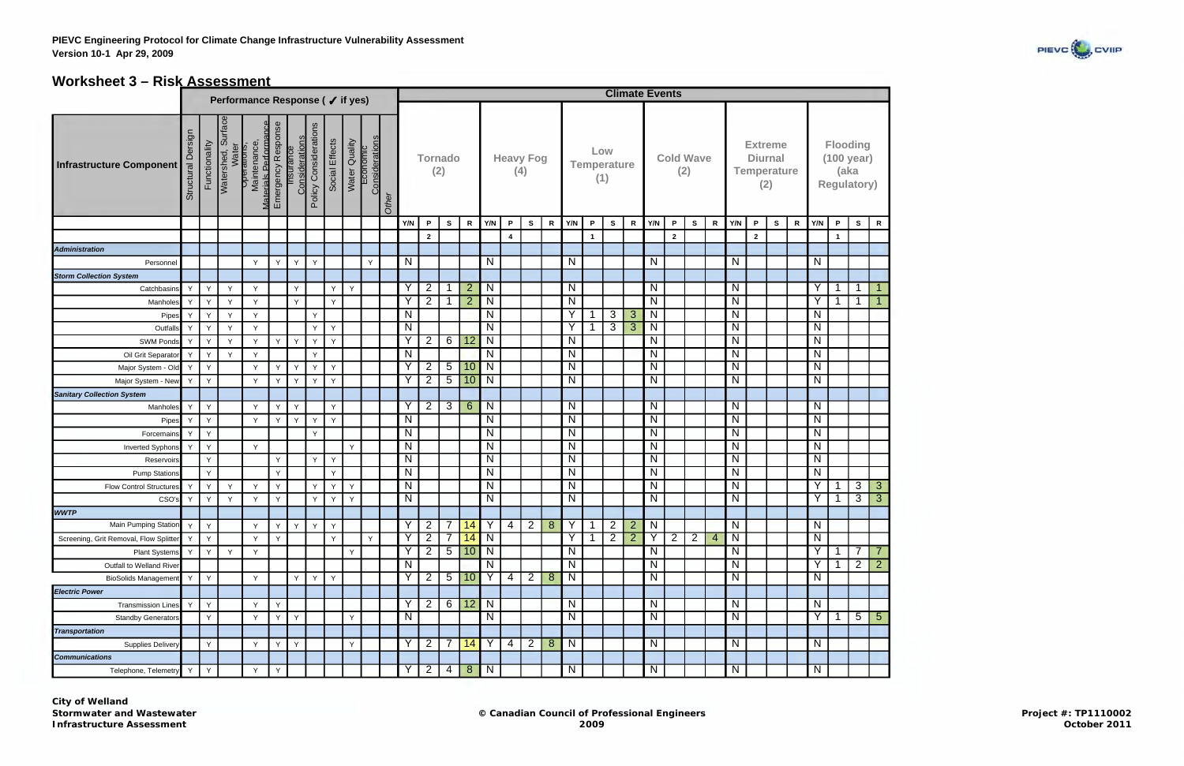## Worksheet 3 – Risk Assessment

| Infrastructure Component | Performance Response (✓ if yes): Structural Dersign | Functionality | Watershed, Surface Water | Operations, Maintenance, Materials Performance | Emergency Response | Insurance Considerations | Policy Considerations | Social Effects | Water Quality | Economic Considerations | Other | Climate Events: Tornado (2) | | | | Heavy Fog (4) | | | | Low Temperature (1) | | | | Cold Wave (2) | | | | Extreme Diurnal Temperature (2) | | | | Flooding (100 year) (aka Regulatory) | | | |
|---|---|---|---|---|---|---|---|---|---|---|---|---|---|---|---|---|---|---|---|---|---|---|---|---|---|---|---|---|---|---|---|---|---|---|---|
| | | | | | | | | | | | | Y/N | P | S | R | Y/N | P | S | R | Y/N | P | S | R | Y/N | P | S | R | Y/N | P | S | R | Y/N | P | S | R |
| | | | | | | | | | | | | | 2 | | | | 4 | | | | 1 | | | | 2 | | | | 2 | | | | 1 | | |
| *Administration* | | | | | | | | | | | | | | | | | | | | | | | | | | | | | | | | | | | |
| Personnel | | | | Y | Y | Y | Y | | | Y | | N | | | | N | | | | N | | | | N | | | | N | | | | N | | | |
| *Storm Collection System* | | | | | | | | | | | | | | | | | | | | | | | | | | | | | | | | | | | |
| Catchbasins | Y | Y | Y | Y | | Y | | Y | Y | | | Y | 2 | 1 | 2 | N | | | | N | | | | N | | | | N | | | | Y | 1 | 1 | 1 |
| Manholes | Y | Y | Y | Y | | Y | | Y | | | | Y | 2 | 1 | 2 | N | | | | N | | | | N | | | | N | | | | Y | 1 | 1 | 1 |
| Pipes | Y | Y | Y | Y | | | Y | | | | | N | | | | N | | | | Y | 1 | 3 | 3 | N | | | | N | | | | N | | | |
| Outfalls | Y | Y | Y | Y | | | Y | Y | | | | N | | | | N | | | | Y | 1 | 3 | 3 | N | | | | N | | | | N | | | |
| SWM Ponds | Y | Y | Y | Y | Y | Y | Y | Y | | | | Y | 2 | 6 | 12 | N | | | | N | | | | N | | | | N | | | | N | | | |
| Oil Grit Separator | Y | Y | Y | Y | | | Y | | | | | N | | | | N | | | | N | | | | N | | | | N | | | | N | | | |
| Major System - Old | Y | Y | | Y | Y | Y | Y | Y | | | | Y | 2 | 5 | 10 | N | | | | N | | | | N | | | | N | | | | N | | | |
| Major System - New | Y | Y | | Y | Y | Y | Y | Y | | | | Y | 2 | 5 | 10 | N | | | | N | | | | N | | | | N | | | | N | | | |
| *Sanitary Collection System* | | | | | | | | | | | | | | | | | | | | | | | | | | | | | | | | | | | |
| Manholes | Y | Y | | Y | Y | Y | | Y | | | | Y | 2 | 3 | 6 | N | | | | N | | | | N | | | | N | | | | N | | | |
| Pipes | Y | Y | | Y | Y | Y | Y | Y | | | | N | | | | N | | | | N | | | | N | | | | N | | | | N | | | |
| Forcemains | Y | Y | | | | | Y | | | | | N | | | | N | | | | N | | | | N | | | | N | | | | N | | | |
| Inverted Syphons | Y | Y | | Y | | | | | Y | | | N | | | | N | | | | N | | | | N | | | | N | | | | N | | | |
| Reservoirs | | Y | | | Y | | Y | Y | | | | N | | | | N | | | | N | | | | N | | | | N | | | | N | | | |
| Pump Stations | | Y | | | Y | | | Y | | | | N | | | | N | | | | N | | | | N | | | | N | | | | N | | | |
| Flow Control Structures | Y | Y | Y | Y | Y | | Y | Y | Y | | | N | | | | N | | | | N | | | | N | | | | N | | | | Y | 1 | 3 | 3 |
| CSO's | Y | Y | Y | Y | Y | | Y | Y | Y | | | N | | | | N | | | | N | | | | N | | | | N | | | | Y | 1 | 3 | 3 |
| *WWTP* | | | | | | | | | | | | | | | | | | | | | | | | | | | | | | | | | | | |
| Main Pumping Station | Y | Y | | Y | Y | Y | Y | Y | | | | Y | 2 | 7 | 14 | Y | 4 | 2 | 8 | Y | 1 | 2 | 2 | N | | | | N | | | | N | | | |
| Screening, Grit Removal, Flow Splitter | Y | Y | | Y | Y | | | Y | | Y | | Y | 2 | 7 | 14 | N | | | | Y | 1 | 2 | 2 | Y | 2 | 2 | 4 | N | | | | N | | | |
| Plant Systems | Y | Y | Y | Y | | | | | Y | | | Y | 2 | 5 | 10 | N | | | | N | | | | N | | | | N | | | | Y | 1 | 7 | 7 |
| Outfall to Welland River | | | | | | | | | | | | N | | | | N | | | | N | | | | N | | | | N | | | | Y | 1 | 2 | 2 |
| BioSolids Management | Y | Y | | Y | | Y | Y | Y | | | | Y | 2 | 5 | 10 | Y | 4 | 2 | 8 | N | | | | N | | | | N | | | | N | | | |
| *Electric Power* | | | | | | | | | | | | | | | | | | | | | | | | | | | | | | | | | | | |
| Transmission Lines | Y | Y | | Y | Y | | | | | | | Y | 2 | 6 | 12 | N | | | | N | | | | N | | | | N | | | | N | | | |
| Standby Generators | | Y | | Y | Y | Y | | | Y | | | N | | | | N | | | | N | | | | N | | | | N | | | | Y | 1 | 5 | 5 |
| *Transportation* | | | | | | | | | | | | | | | | | | | | | | | | | | | | | | | | | | | |
| Supplies Delivery | | Y | | Y | Y | Y | | | Y | | | Y | 2 | 7 | 14 | Y | 4 | 2 | 8 | N | | | | N | | | | N | | | | N | | | |
| *Communications* | | | | | | | | | | | | | | | | | | | | | | | | | | | | | | | | | | | |
| Telephone, Telemetry | Y | Y | | Y | Y | | | | | | | Y | 2 | 4 | 8 | N | | | | N | | | | N | | | | N | | | | N | | | |